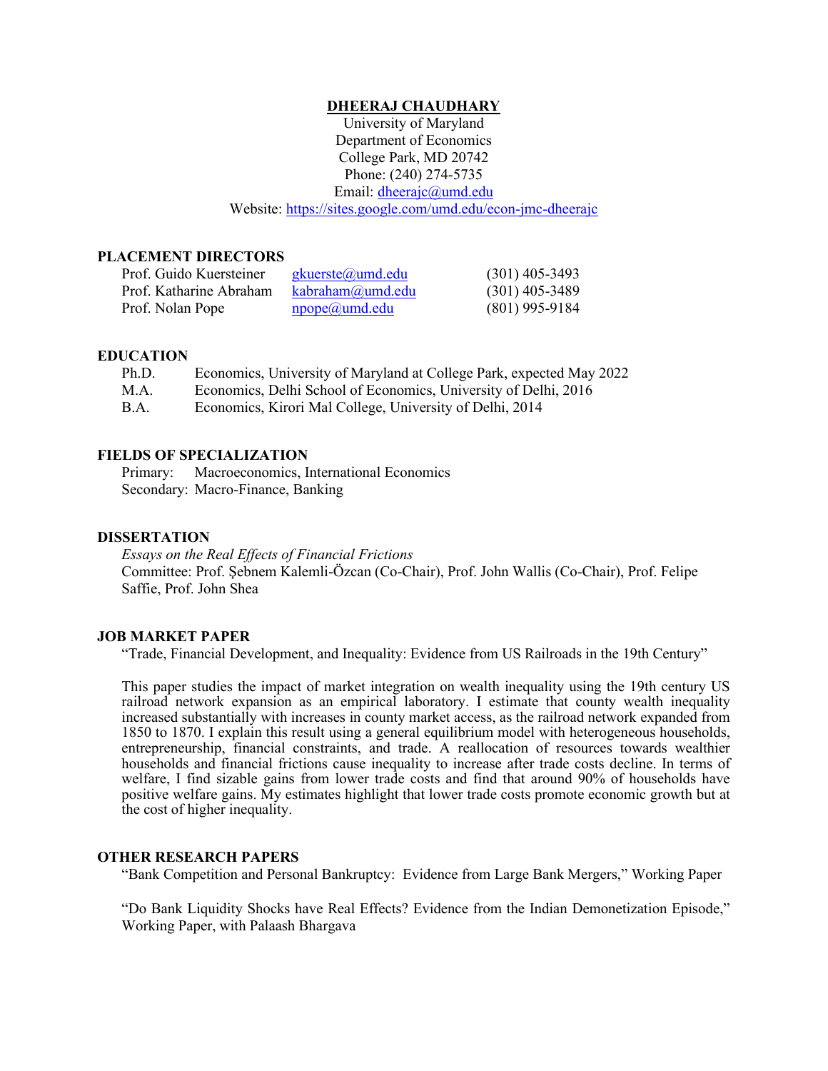# DHEERAJ CHAUDHARY

University of Maryland
Department of Economics
College Park, MD 20742
Phone: (240) 274-5735
Email: dheerajc@umd.edu
Website: https://sites.google.com/umd.edu/econ-jmc-dheerajc

## PLACEMENT DIRECTORS

| | | |
|---|---|---|
| Prof. Guido Kuersteiner | gkuerste@umd.edu | (301) 405-3493 |
| Prof. Katharine Abraham | kabraham@umd.edu | (301) 405-3489 |
| Prof. Nolan Pope | npope@umd.edu | (801) 995-9184 |

## EDUCATION

| | |
|---|---|
| Ph.D. | Economics, University of Maryland at College Park, expected May 2022 |
| M.A. | Economics, Delhi School of Economics, University of Delhi, 2016 |
| B.A. | Economics, Kirori Mal College, University of Delhi, 2014 |

## FIELDS OF SPECIALIZATION

Primary: Macroeconomics, International Economics
Secondary: Macro-Finance, Banking

## DISSERTATION

*Essays on the Real Effects of Financial Frictions*
Committee: Prof. Şebnem Kalemli-Özcan (Co-Chair), Prof. John Wallis (Co-Chair), Prof. Felipe Saffie, Prof. John Shea

## JOB MARKET PAPER

"Trade, Financial Development, and Inequality: Evidence from US Railroads in the 19th Century"

This paper studies the impact of market integration on wealth inequality using the 19th century US railroad network expansion as an empirical laboratory. I estimate that county wealth inequality increased substantially with increases in county market access, as the railroad network expanded from 1850 to 1870. I explain this result using a general equilibrium model with heterogeneous households, entrepreneurship, financial constraints, and trade. A reallocation of resources towards wealthier households and financial frictions cause inequality to increase after trade costs decline. In terms of welfare, I find sizable gains from lower trade costs and find that around 90% of households have positive welfare gains. My estimates highlight that lower trade costs promote economic growth but at the cost of higher inequality.

## OTHER RESEARCH PAPERS

"Bank Competition and Personal Bankruptcy: Evidence from Large Bank Mergers," Working Paper

"Do Bank Liquidity Shocks have Real Effects? Evidence from the Indian Demonetization Episode," Working Paper, with Palaash Bhargava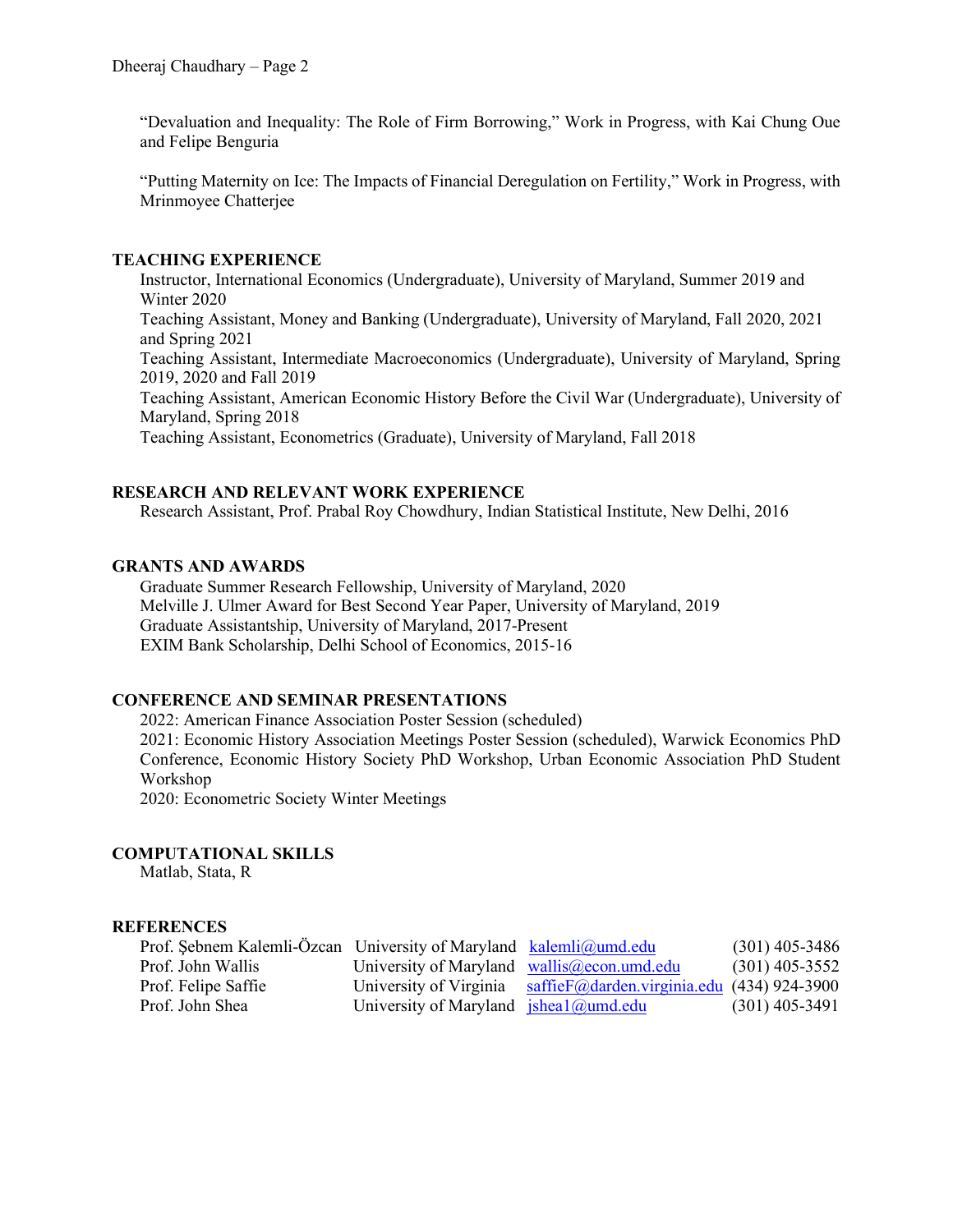"Devaluation and Inequality: The Role of Firm Borrowing," Work in Progress, with Kai Chung Oue and Felipe Benguria

"Putting Maternity on Ice: The Impacts of Financial Deregulation on Fertility," Work in Progress, with Mrinmoyee Chatterjee

## TEACHING EXPERIENCE

Instructor, International Economics (Undergraduate), University of Maryland, Summer 2019 and Winter 2020
Teaching Assistant, Money and Banking (Undergraduate), University of Maryland, Fall 2020, 2021 and Spring 2021
Teaching Assistant, Intermediate Macroeconomics (Undergraduate), University of Maryland, Spring 2019, 2020 and Fall 2019
Teaching Assistant, American Economic History Before the Civil War (Undergraduate), University of Maryland, Spring 2018
Teaching Assistant, Econometrics (Graduate), University of Maryland, Fall 2018

## RESEARCH AND RELEVANT WORK EXPERIENCE

Research Assistant, Prof. Prabal Roy Chowdhury, Indian Statistical Institute, New Delhi, 2016

## GRANTS AND AWARDS

Graduate Summer Research Fellowship, University of Maryland, 2020
Melville J. Ulmer Award for Best Second Year Paper, University of Maryland, 2019
Graduate Assistantship, University of Maryland, 2017-Present
EXIM Bank Scholarship, Delhi School of Economics, 2015-16

## CONFERENCE AND SEMINAR PRESENTATIONS

2022: American Finance Association Poster Session (scheduled)
2021: Economic History Association Meetings Poster Session (scheduled), Warwick Economics PhD Conference, Economic History Society PhD Workshop, Urban Economic Association PhD Student Workshop
2020: Econometric Society Winter Meetings

## COMPUTATIONAL SKILLS

Matlab, Stata, R

## REFERENCES

| | | | |
|---|---|---|---|
| Prof. Şebnem Kalemli-Özcan | University of Maryland | kalemli@umd.edu | (301) 405-3486 |
| Prof. John Wallis | University of Maryland | wallis@econ.umd.edu | (301) 405-3552 |
| Prof. Felipe Saffie | University of Virginia | saffieF@darden.virginia.edu | (434) 924-3900 |
| Prof. John Shea | University of Maryland | jshea1@umd.edu | (301) 405-3491 |